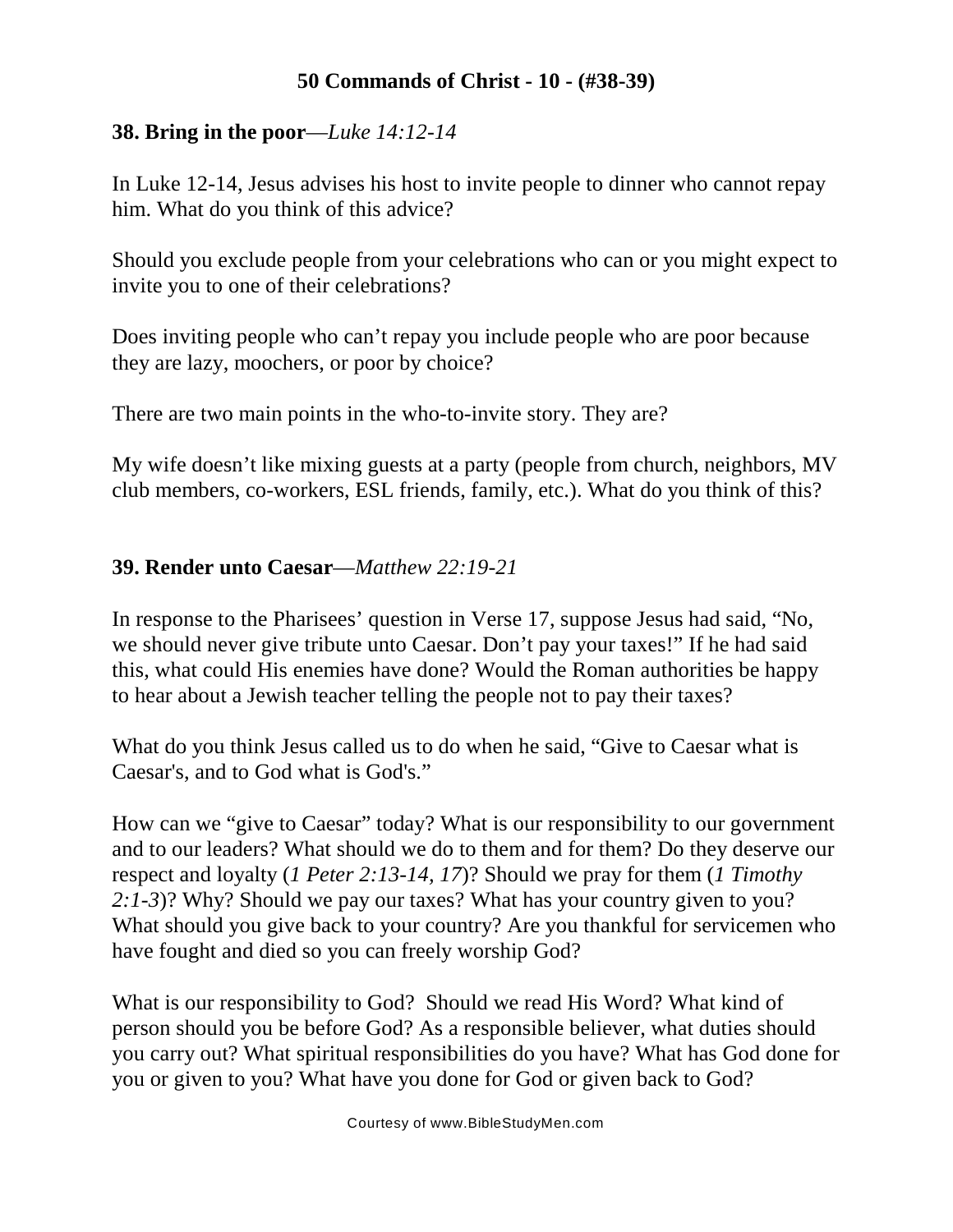# 50 Commands of Christ - 10 - (#38-39)

## 38. Bring in the poor—*Luke 14:12-14*

In Luke 12-14, Jesus advises his host to invite people to dinner who cannot repay him. What do you think of this advice?

Should you exclude people from your celebrations who can or you might expect to invite you to one of their celebrations?

Does inviting people who can't repay you include people who are poor because they are lazy, moochers, or poor by choice?

There are two main points in the who-to-invite story. They are?

My wife doesn't like mixing guests at a party (people from church, neighbors, MV club members, co-workers, ESL friends, family, etc.). What do you think of this?

## 39. Render unto Caesar—*Matthew 22:19-21*

In response to the Pharisees' question in Verse 17, suppose Jesus had said, "No, we should never give tribute unto Caesar. Don't pay your taxes!" If he had said this, what could His enemies have done? Would the Roman authorities be happy to hear about a Jewish teacher telling the people not to pay their taxes?

What do you think Jesus called us to do when he said, "Give to Caesar what is Caesar's, and to God what is God's."

How can we "give to Caesar" today? What is our responsibility to our government and to our leaders? What should we do to them and for them? Do they deserve our respect and loyalty (*1 Peter 2:13-14, 17*)? Should we pray for them (*1 Timothy 2:1-3*)? Why? Should we pay our taxes? What has your country given to you? What should you give back to your country? Are you thankful for servicemen who have fought and died so you can freely worship God?

What is our responsibility to God? Should we read His Word? What kind of person should you be before God? As a responsible believer, what duties should you carry out? What spiritual responsibilities do you have? What has God done for you or given to you? What have you done for God or given back to God?

Courtesy of www.BibleStudyMen.com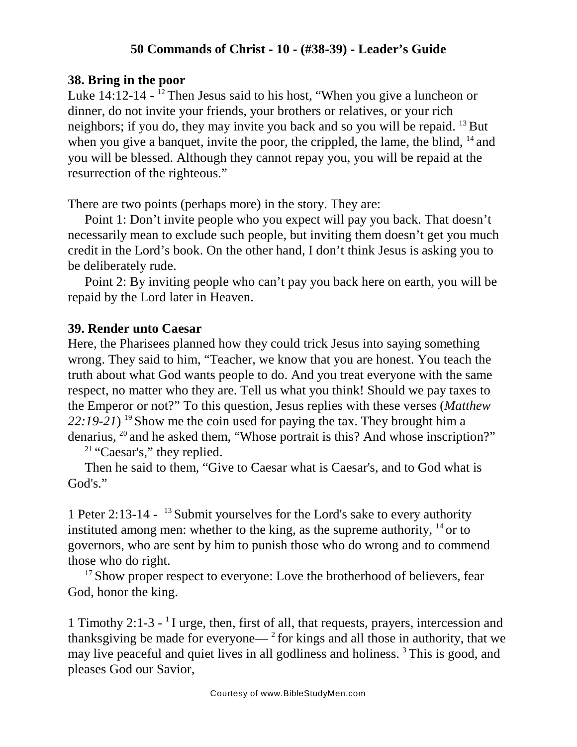## 50 Commands of Christ - 10 - (#38-39) - Leader's Guide

### 38. Bring in the poor

Luke 14:12-14 - [12] Then Jesus said to his host, "When you give a luncheon or dinner, do not invite your friends, your brothers or relatives, or your rich neighbors; if you do, they may invite you back and so you will be repaid. [13] But when you give a banquet, invite the poor, the crippled, the lame, the blind, [14] and you will be blessed. Although they cannot repay you, you will be repaid at the resurrection of the righteous."

There are two points (perhaps more) in the story. They are:

Point 1: Don't invite people who you expect will pay you back. That doesn't necessarily mean to exclude such people, but inviting them doesn't get you much credit in the Lord's book. On the other hand, I don't think Jesus is asking you to be deliberately rude.

Point 2: By inviting people who can't pay you back here on earth, you will be repaid by the Lord later in Heaven.

### 39. Render unto Caesar

Here, the Pharisees planned how they could trick Jesus into saying something wrong. They said to him, "Teacher, we know that you are honest. You teach the truth about what God wants people to do. And you treat everyone with the same respect, no matter who they are. Tell us what you think! Should we pay taxes to the Emperor or not?" To this question, Jesus replies with these verses (*Matthew 22:19-21*) [19] Show me the coin used for paying the tax. They brought him a denarius, [20] and he asked them, "Whose portrait is this? And whose inscription?"

[21] "Caesar's," they replied.

Then he said to them, "Give to Caesar what is Caesar's, and to God what is God's."

1 Peter 2:13-14 - [13] Submit yourselves for the Lord's sake to every authority instituted among men: whether to the king, as the supreme authority, [14] or to governors, who are sent by him to punish those who do wrong and to commend those who do right.

[17] Show proper respect to everyone: Love the brotherhood of believers, fear God, honor the king.

1 Timothy 2:1-3 - [1] I urge, then, first of all, that requests, prayers, intercession and thanksgiving be made for everyone— [2] for kings and all those in authority, that we may live peaceful and quiet lives in all godliness and holiness. [3] This is good, and pleases God our Savior,

Courtesy of www.BibleStudyMen.com